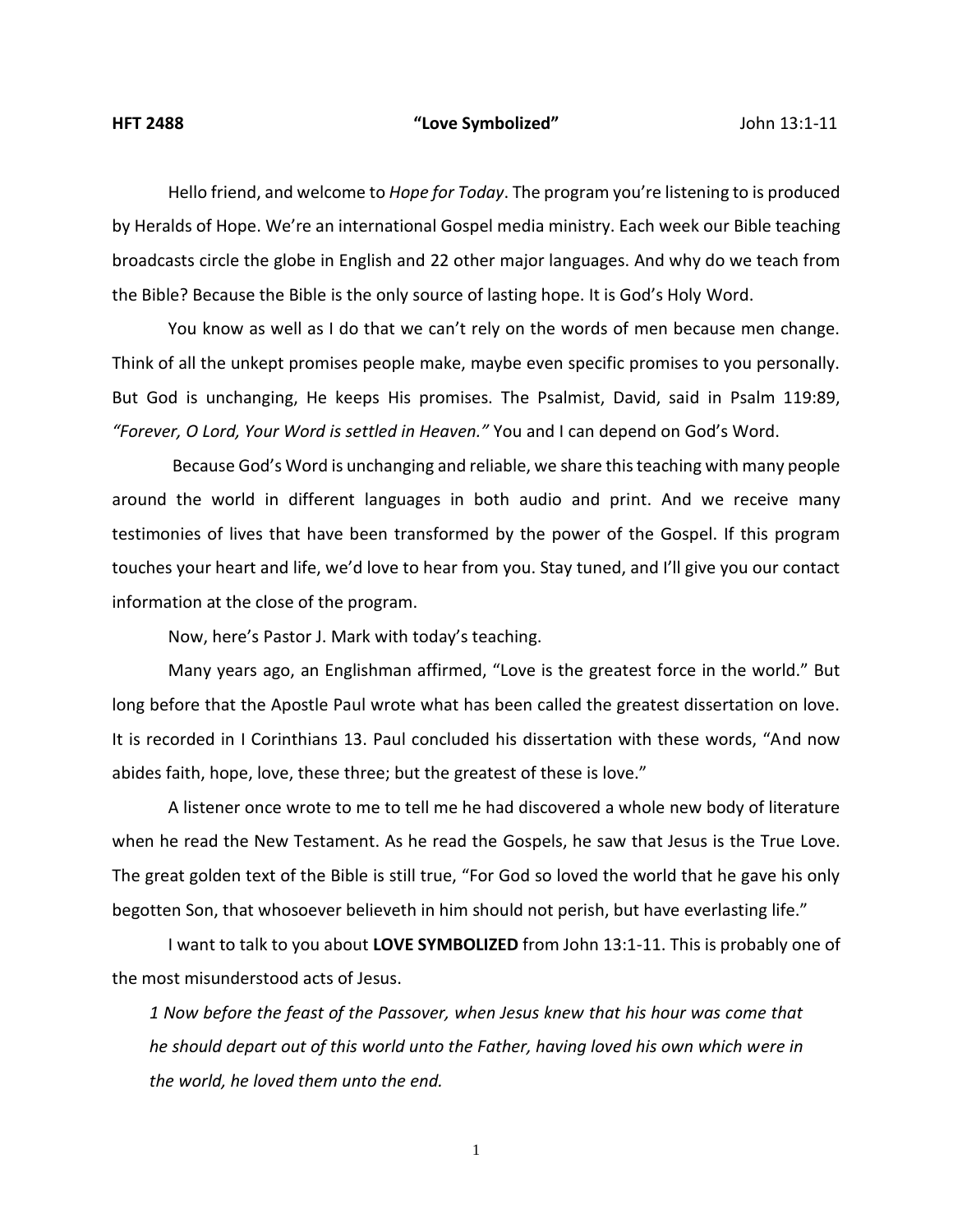**HFT 2488** **"Love Symbolized"** John 13:1-11

Hello friend, and welcome to *Hope for Today*. The program you're listening to is produced by Heralds of Hope. We're an international Gospel media ministry. Each week our Bible teaching broadcasts circle the globe in English and 22 other major languages. And why do we teach from the Bible? Because the Bible is the only source of lasting hope. It is God's Holy Word.

You know as well as I do that we can't rely on the words of men because men change. Think of all the unkept promises people make, maybe even specific promises to you personally. But God is unchanging, He keeps His promises. The Psalmist, David, said in Psalm 119:89, *"Forever, O Lord, Your Word is settled in Heaven."* You and I can depend on God's Word.

Because God's Word is unchanging and reliable, we share this teaching with many people around the world in different languages in both audio and print. And we receive many testimonies of lives that have been transformed by the power of the Gospel. If this program touches your heart and life, we'd love to hear from you. Stay tuned, and I'll give you our contact information at the close of the program.

Now, here's Pastor J. Mark with today's teaching.

Many years ago, an Englishman affirmed, "Love is the greatest force in the world." But long before that the Apostle Paul wrote what has been called the greatest dissertation on love. It is recorded in I Corinthians 13. Paul concluded his dissertation with these words, "And now abides faith, hope, love, these three; but the greatest of these is love."

A listener once wrote to me to tell me he had discovered a whole new body of literature when he read the New Testament. As he read the Gospels, he saw that Jesus is the True Love. The great golden text of the Bible is still true, "For God so loved the world that he gave his only begotten Son, that whosoever believeth in him should not perish, but have everlasting life."

I want to talk to you about **LOVE SYMBOLIZED** from John 13:1-11. This is probably one of the most misunderstood acts of Jesus.

> *1 Now before the feast of the Passover, when Jesus knew that his hour was come that he should depart out of this world unto the Father, having loved his own which were in the world, he loved them unto the end.*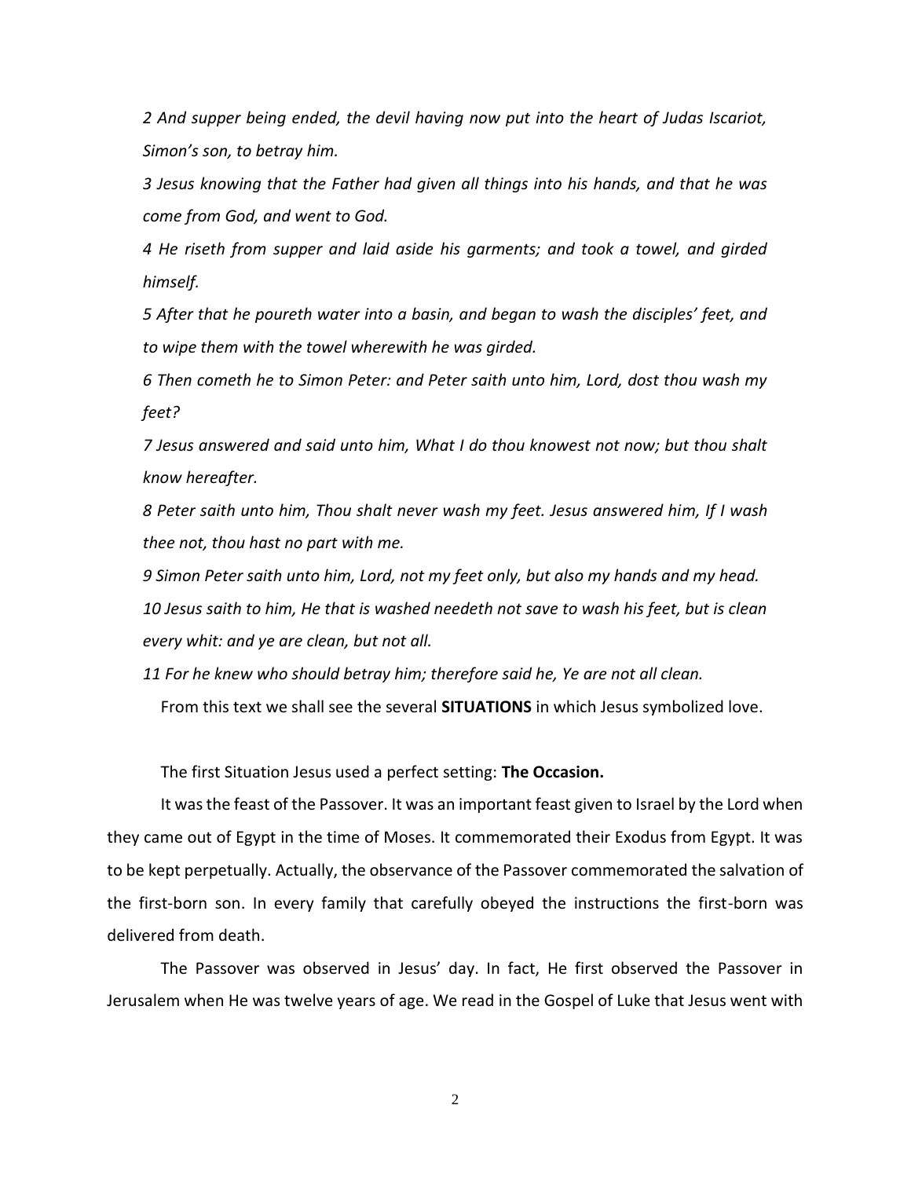*2 And supper being ended, the devil having now put into the heart of Judas Iscariot, Simon's son, to betray him.*

*3 Jesus knowing that the Father had given all things into his hands, and that he was come from God, and went to God.*

*4 He riseth from supper and laid aside his garments; and took a towel, and girded himself.*

*5 After that he poureth water into a basin, and began to wash the disciples' feet, and to wipe them with the towel wherewith he was girded.*

*6 Then cometh he to Simon Peter: and Peter saith unto him, Lord, dost thou wash my feet?*

*7 Jesus answered and said unto him, What I do thou knowest not now; but thou shalt know hereafter.*

*8 Peter saith unto him, Thou shalt never wash my feet. Jesus answered him, If I wash thee not, thou hast no part with me.*

*9 Simon Peter saith unto him, Lord, not my feet only, but also my hands and my head.*

*10 Jesus saith to him, He that is washed needeth not save to wash his feet, but is clean every whit: and ye are clean, but not all.*

*11 For he knew who should betray him; therefore said he, Ye are not all clean.*

From this text we shall see the several **SITUATIONS** in which Jesus symbolized love.

The first Situation Jesus used a perfect setting: **The Occasion.**

It was the feast of the Passover. It was an important feast given to Israel by the Lord when they came out of Egypt in the time of Moses. It commemorated their Exodus from Egypt. It was to be kept perpetually. Actually, the observance of the Passover commemorated the salvation of the first-born son. In every family that carefully obeyed the instructions the first-born was delivered from death.

The Passover was observed in Jesus' day. In fact, He first observed the Passover in Jerusalem when He was twelve years of age. We read in the Gospel of Luke that Jesus went with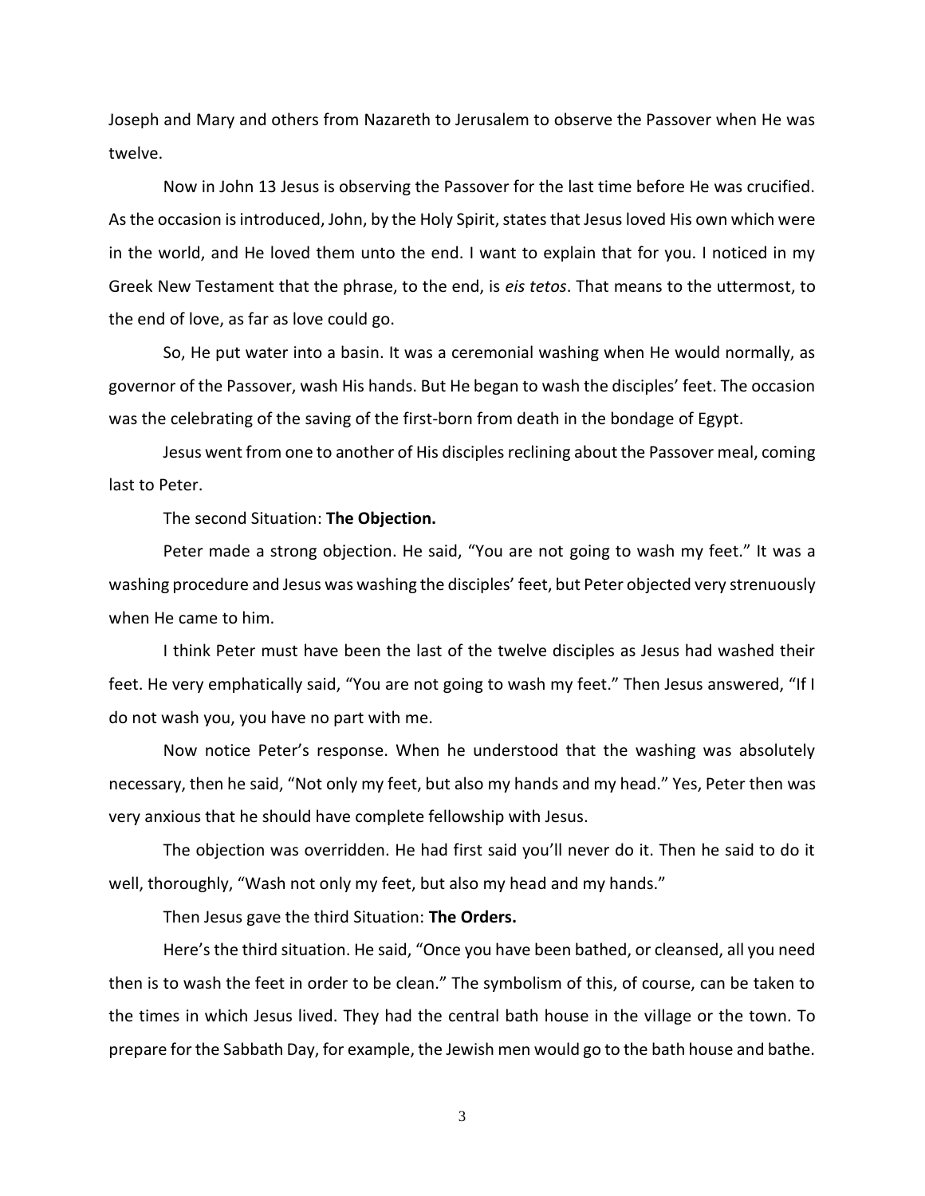Joseph and Mary and others from Nazareth to Jerusalem to observe the Passover when He was twelve.

Now in John 13 Jesus is observing the Passover for the last time before He was crucified. As the occasion is introduced, John, by the Holy Spirit, states that Jesus loved His own which were in the world, and He loved them unto the end. I want to explain that for you. I noticed in my Greek New Testament that the phrase, to the end, is *eis tetos*. That means to the uttermost, to the end of love, as far as love could go.

So, He put water into a basin. It was a ceremonial washing when He would normally, as governor of the Passover, wash His hands. But He began to wash the disciples' feet. The occasion was the celebrating of the saving of the first-born from death in the bondage of Egypt.

Jesus went from one to another of His disciples reclining about the Passover meal, coming last to Peter.

The second Situation: **The Objection.**

Peter made a strong objection. He said, "You are not going to wash my feet." It was a washing procedure and Jesus was washing the disciples' feet, but Peter objected very strenuously when He came to him.

I think Peter must have been the last of the twelve disciples as Jesus had washed their feet. He very emphatically said, "You are not going to wash my feet." Then Jesus answered, "If I do not wash you, you have no part with me.

Now notice Peter's response. When he understood that the washing was absolutely necessary, then he said, "Not only my feet, but also my hands and my head." Yes, Peter then was very anxious that he should have complete fellowship with Jesus.

The objection was overridden. He had first said you'll never do it. Then he said to do it well, thoroughly, "Wash not only my feet, but also my head and my hands."

Then Jesus gave the third Situation: **The Orders.**

Here's the third situation. He said, "Once you have been bathed, or cleansed, all you need then is to wash the feet in order to be clean." The symbolism of this, of course, can be taken to the times in which Jesus lived. They had the central bath house in the village or the town. To prepare for the Sabbath Day, for example, the Jewish men would go to the bath house and bathe.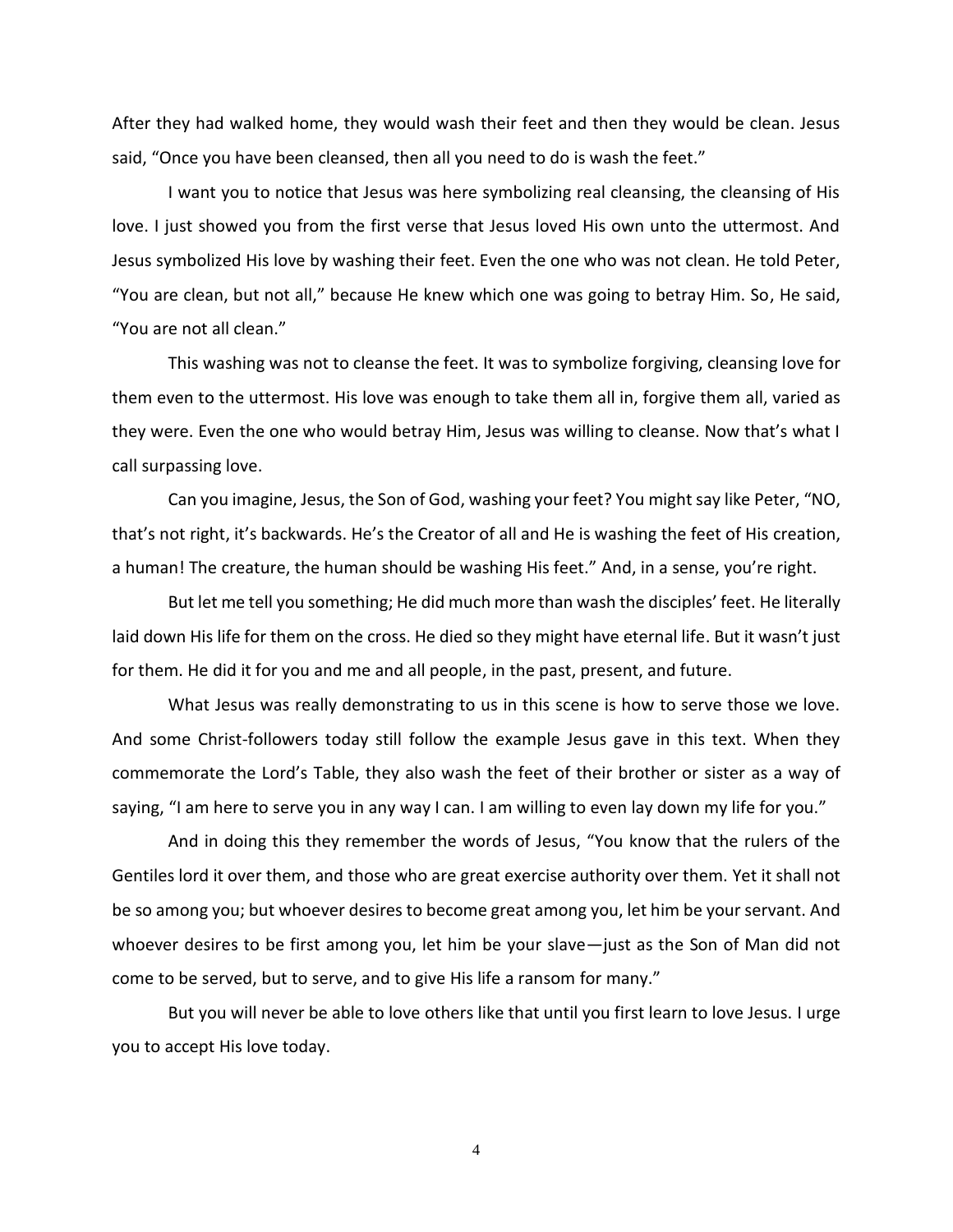After they had walked home, they would wash their feet and then they would be clean. Jesus said, "Once you have been cleansed, then all you need to do is wash the feet."

I want you to notice that Jesus was here symbolizing real cleansing, the cleansing of His love. I just showed you from the first verse that Jesus loved His own unto the uttermost. And Jesus symbolized His love by washing their feet. Even the one who was not clean. He told Peter, "You are clean, but not all," because He knew which one was going to betray Him. So, He said, "You are not all clean."

This washing was not to cleanse the feet. It was to symbolize forgiving, cleansing love for them even to the uttermost. His love was enough to take them all in, forgive them all, varied as they were. Even the one who would betray Him, Jesus was willing to cleanse. Now that's what I call surpassing love.

Can you imagine, Jesus, the Son of God, washing your feet? You might say like Peter, "NO, that's not right, it's backwards. He's the Creator of all and He is washing the feet of His creation, a human! The creature, the human should be washing His feet." And, in a sense, you're right.

But let me tell you something; He did much more than wash the disciples' feet. He literally laid down His life for them on the cross. He died so they might have eternal life. But it wasn't just for them. He did it for you and me and all people, in the past, present, and future.

What Jesus was really demonstrating to us in this scene is how to serve those we love. And some Christ-followers today still follow the example Jesus gave in this text. When they commemorate the Lord's Table, they also wash the feet of their brother or sister as a way of saying, "I am here to serve you in any way I can. I am willing to even lay down my life for you."

And in doing this they remember the words of Jesus, "You know that the rulers of the Gentiles lord it over them, and those who are great exercise authority over them. Yet it shall not be so among you; but whoever desires to become great among you, let him be your servant. And whoever desires to be first among you, let him be your slave—just as the Son of Man did not come to be served, but to serve, and to give His life a ransom for many."

But you will never be able to love others like that until you first learn to love Jesus. I urge you to accept His love today.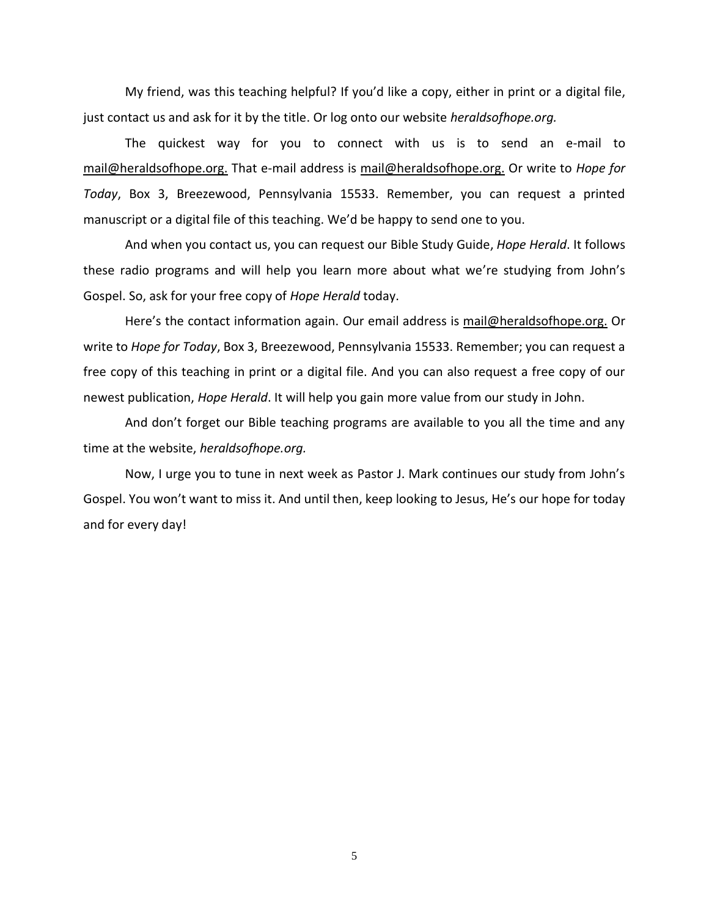My friend, was this teaching helpful? If you'd like a copy, either in print or a digital file, just contact us and ask for it by the title. Or log onto our website *heraldsofhope.org.*

The quickest way for you to connect with us is to send an e-mail to mail@heraldsofhope.org. That e-mail address is mail@heraldsofhope.org. Or write to *Hope for Today*, Box 3, Breezewood, Pennsylvania 15533. Remember, you can request a printed manuscript or a digital file of this teaching. We'd be happy to send one to you.

And when you contact us, you can request our Bible Study Guide, *Hope Herald*. It follows these radio programs and will help you learn more about what we're studying from John's Gospel. So, ask for your free copy of *Hope Herald* today.

Here's the contact information again. Our email address is mail@heraldsofhope.org. Or write to *Hope for Today*, Box 3, Breezewood, Pennsylvania 15533. Remember; you can request a free copy of this teaching in print or a digital file. And you can also request a free copy of our newest publication, *Hope Herald*. It will help you gain more value from our study in John.

And don't forget our Bible teaching programs are available to you all the time and any time at the website, *heraldsofhope.org.*

Now, I urge you to tune in next week as Pastor J. Mark continues our study from John's Gospel. You won't want to miss it. And until then, keep looking to Jesus, He's our hope for today and for every day!